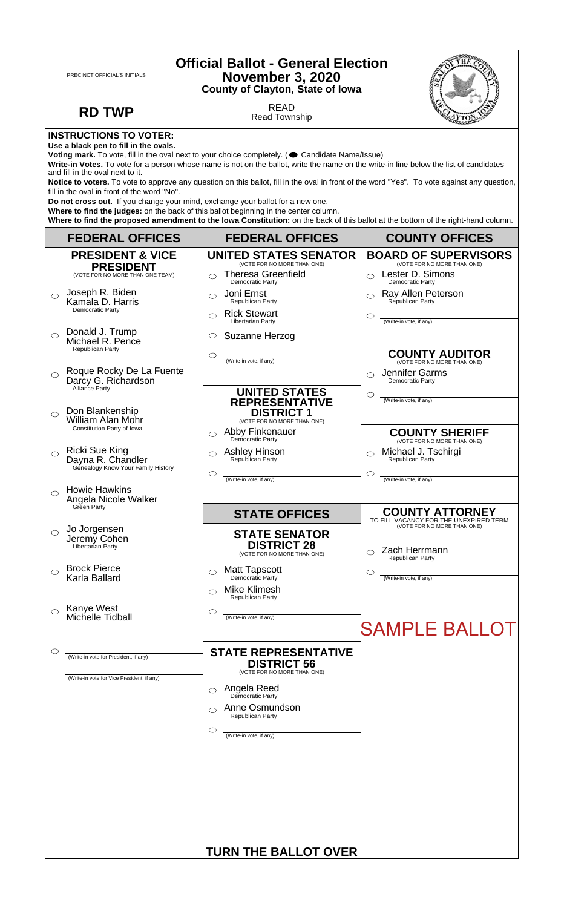PRECINCT OFFICIAL'S INITIALS

\_\_\_\_\_\_\_\_\_\_\_\_

# Official Ballot - General Election
## November 3, 2020
### County of Clayton, State of Iowa

**RD TWP**

READ
Read Township

**INSTRUCTIONS TO VOTER:**

**Use a black pen to fill in the ovals.**

**Voting mark.** To vote, fill in the oval next to your choice completely. (● Candidate Name/Issue)

**Write-in Votes.** To vote for a person whose name is not on the ballot, write the name on the write-in line below the list of candidates and fill in the oval next to it.

**Notice to voters.** To vote to approve any question on this ballot, fill in the oval in front of the word "Yes". To vote against any question, fill in the oval in front of the word "No".

**Do not cross out.** If you change your mind, exchange your ballot for a new one.

**Where to find the judges:** on the back of this ballot beginning in the center column.

**Where to find the proposed amendment to the Iowa Constitution:** on the back of this ballot at the bottom of the right-hand column.

## FEDERAL OFFICES

### PRESIDENT & VICE PRESIDENT
(VOTE FOR NO MORE THAN ONE TEAM)

- ◯ Joseph R. Biden / Kamala D. Harris — Democratic Party
- ◯ Donald J. Trump / Michael R. Pence — Republican Party
- ◯ Roque Rocky De La Fuente / Darcy G. Richardson — Alliance Party
- ◯ Don Blankenship / William Alan Mohr — Constitution Party of Iowa
- ◯ Ricki Sue King / Dayna R. Chandler — Genealogy Know Your Family History
- ◯ Howie Hawkins / Angela Nicole Walker — Green Party
- ◯ Jo Jorgensen / Jeremy Cohen — Libertarian Party
- ◯ Brock Pierce / Karla Ballard
- ◯ Kanye West / Michelle Tidball
- ◯ \_\_\_\_\_\_\_\_\_\_ (Write-in vote for President, if any)
  \_\_\_\_\_\_\_\_\_\_ (Write-in vote for Vice President, if any)

## FEDERAL OFFICES

### UNITED STATES SENATOR
(VOTE FOR NO MORE THAN ONE)

- ◯ Theresa Greenfield — Democratic Party
- ◯ Joni Ernst — Republican Party
- ◯ Rick Stewart — Libertarian Party
- ◯ Suzanne Herzog
- ◯ \_\_\_\_\_\_\_\_\_\_ (Write-in vote, if any)

### UNITED STATES REPRESENTATIVE DISTRICT 1
(VOTE FOR NO MORE THAN ONE)

- ◯ Abby Finkenauer — Democratic Party
- ◯ Ashley Hinson — Republican Party
- ◯ \_\_\_\_\_\_\_\_\_\_ (Write-in vote, if any)

## STATE OFFICES

### STATE SENATOR DISTRICT 28
(VOTE FOR NO MORE THAN ONE)

- ◯ Matt Tapscott — Democratic Party
- ◯ Mike Klimesh — Republican Party
- ◯ \_\_\_\_\_\_\_\_\_\_ (Write-in vote, if any)

### STATE REPRESENTATIVE DISTRICT 56
(VOTE FOR NO MORE THAN ONE)

- ◯ Angela Reed — Democratic Party
- ◯ Anne Osmundson — Republican Party
- ◯ \_\_\_\_\_\_\_\_\_\_ (Write-in vote, if any)

**TURN THE BALLOT OVER**

## COUNTY OFFICES

### BOARD OF SUPERVISORS
(VOTE FOR NO MORE THAN ONE)

- ◯ Lester D. Simons — Democratic Party
- ◯ Ray Allen Peterson — Republican Party
- ◯ \_\_\_\_\_\_\_\_\_\_ (Write-in vote, if any)

### COUNTY AUDITOR
(VOTE FOR NO MORE THAN ONE)

- ◯ Jennifer Garms — Democratic Party
- ◯ \_\_\_\_\_\_\_\_\_\_ (Write-in vote, if any)

### COUNTY SHERIFF
(VOTE FOR NO MORE THAN ONE)

- ◯ Michael J. Tschirgi — Republican Party
- ◯ \_\_\_\_\_\_\_\_\_\_ (Write-in vote, if any)

### COUNTY ATTORNEY
TO FILL VACANCY FOR THE UNEXPIRED TERM
(VOTE FOR NO MORE THAN ONE)

- ◯ Zach Herrmann — Republican Party
- ◯ \_\_\_\_\_\_\_\_\_\_ (Write-in vote, if any)

SAMPLE BALLOT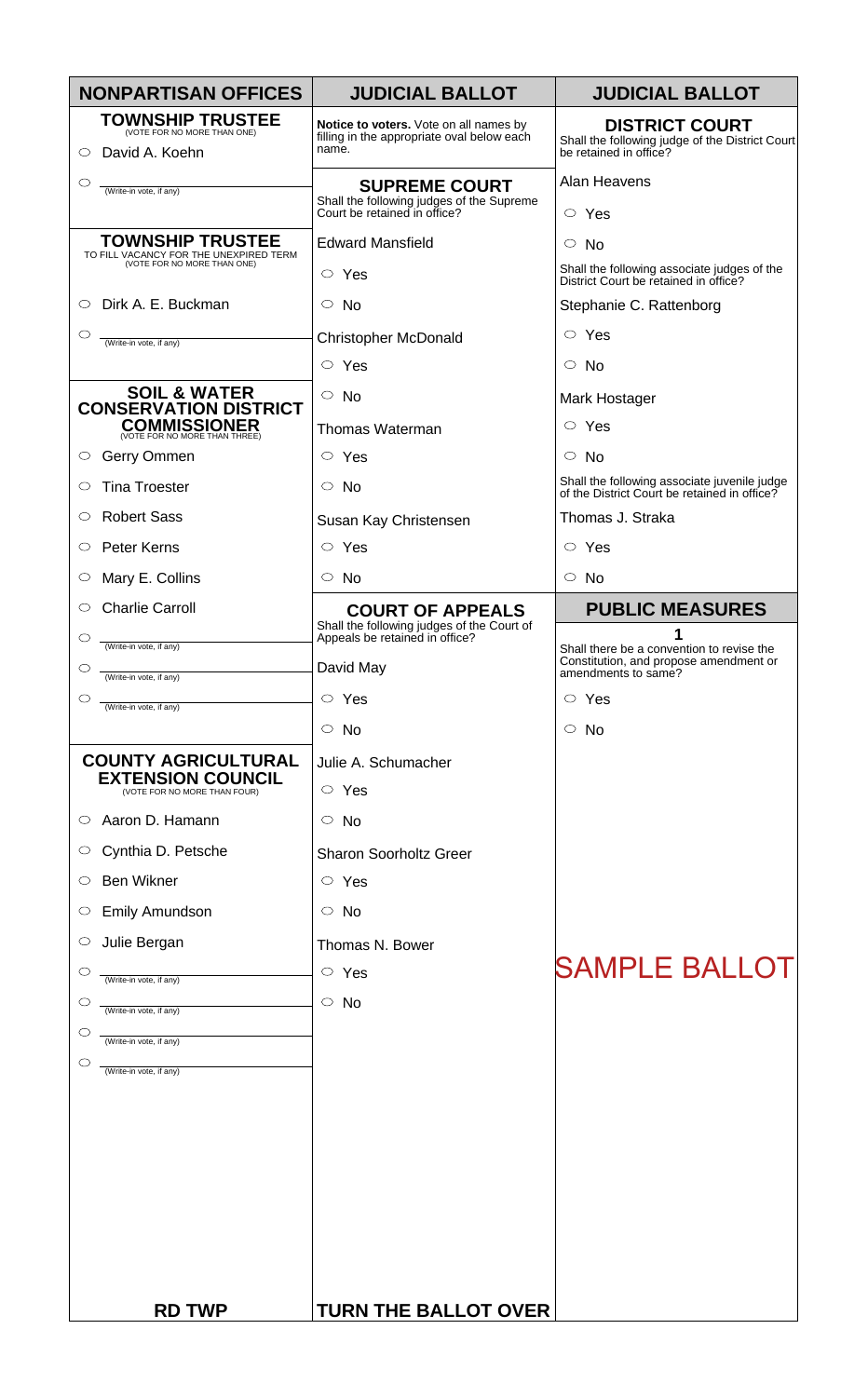## NONPARTISAN OFFICES

### TOWNSHIP TRUSTEE
(VOTE FOR NO MORE THAN ONE)

- ○ David A. Koehn
- ○ ____________ (Write-in vote, if any)

### TOWNSHIP TRUSTEE
TO FILL VACANCY FOR THE UNEXPIRED TERM
(VOTE FOR NO MORE THAN ONE)

- ○ Dirk A. E. Buckman
- ○ ____________ (Write-in vote, if any)

### SOIL & WATER CONSERVATION DISTRICT COMMISSIONER
(VOTE FOR NO MORE THAN THREE)

- ○ Gerry Ommen
- ○ Tina Troester
- ○ Robert Sass
- ○ Peter Kerns
- ○ Mary E. Collins
- ○ Charlie Carroll
- ○ ____________ (Write-in vote, if any)
- ○ ____________ (Write-in vote, if any)
- ○ ____________ (Write-in vote, if any)

### COUNTY AGRICULTURAL EXTENSION COUNCIL
(VOTE FOR NO MORE THAN FOUR)

- ○ Aaron D. Hamann
- ○ Cynthia D. Petsche
- ○ Ben Wikner
- ○ Emily Amundson
- ○ Julie Bergan
- ○ ____________ (Write-in vote, if any)
- ○ ____________ (Write-in vote, if any)
- ○ ____________ (Write-in vote, if any)
- ○ ____________ (Write-in vote, if any)

**RD TWP**

## JUDICIAL BALLOT

**Notice to voters.** Vote on all names by filling in the appropriate oval below each name.

### SUPREME COURT
Shall the following judges of the Supreme Court be retained in office?

Edward Mansfield
- ○ Yes
- ○ No

Christopher McDonald
- ○ Yes
- ○ No

Thomas Waterman
- ○ Yes
- ○ No

Susan Kay Christensen
- ○ Yes
- ○ No

### COURT OF APPEALS
Shall the following judges of the Court of Appeals be retained in office?

David May
- ○ Yes
- ○ No

Julie A. Schumacher
- ○ Yes
- ○ No

Sharon Soorholtz Greer
- ○ Yes
- ○ No

Thomas N. Bower
- ○ Yes
- ○ No

**TURN THE BALLOT OVER**

## JUDICIAL BALLOT

### DISTRICT COURT
Shall the following judge of the District Court be retained in office?

Alan Heavens
- ○ Yes
- ○ No

Shall the following associate judges of the District Court be retained in office?

Stephanie C. Rattenborg
- ○ Yes
- ○ No

Mark Hostager
- ○ Yes
- ○ No

Shall the following associate juvenile judge of the District Court be retained in office?

Thomas J. Straka
- ○ Yes
- ○ No

## PUBLIC MEASURES

**1**

Shall there be a convention to revise the Constitution, and propose amendment or amendments to same?

- ○ Yes
- ○ No

SAMPLE BALLOT